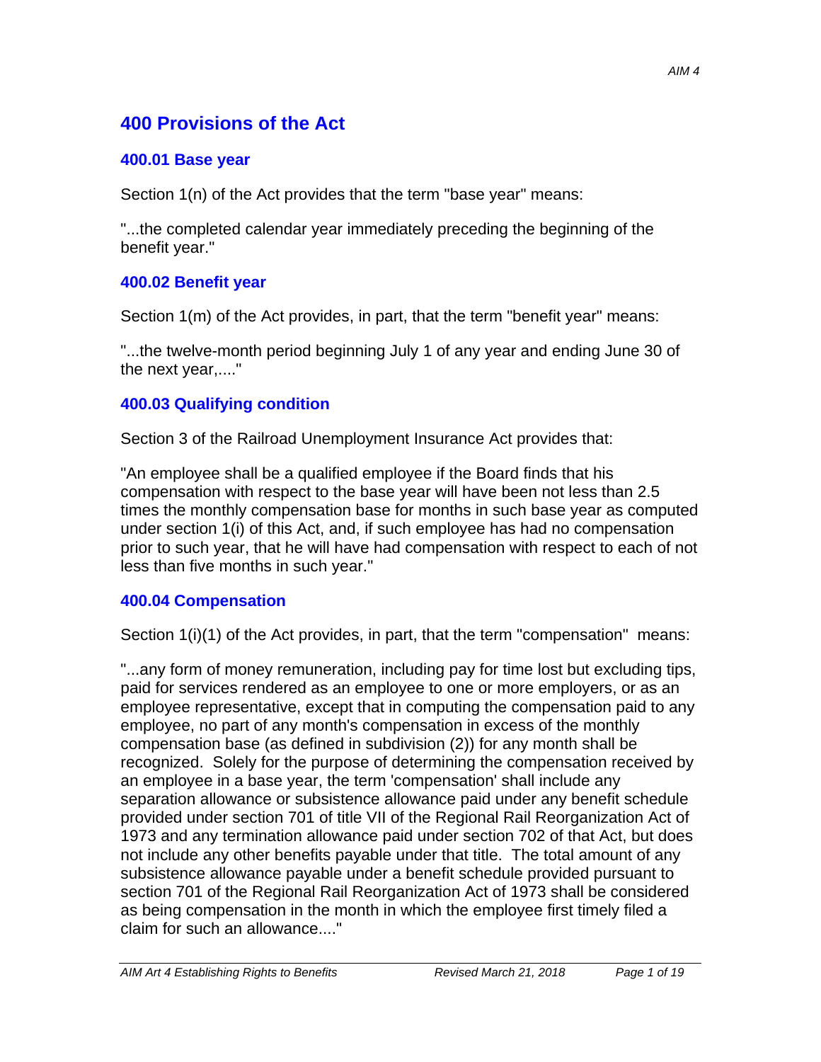# 400 Provisions of the Act

## 400.01 Base year

Section 1(n) of the Act provides that the term "base year" means:

"...the completed calendar year immediately preceding the beginning of the benefit year."

## 400.02 Benefit year

Section 1(m) of the Act provides, in part, that the term "benefit year" means:

"...the twelve-month period beginning July 1 of any year and ending June 30 of the next year,...."

## 400.03 Qualifying condition

Section 3 of the Railroad Unemployment Insurance Act provides that:

"An employee shall be a qualified employee if the Board finds that his compensation with respect to the base year will have been not less than 2.5 times the monthly compensation base for months in such base year as computed under section 1(i) of this Act, and, if such employee has had no compensation prior to such year, that he will have had compensation with respect to each of not less than five months in such year."

## 400.04 Compensation

Section 1(i)(1) of the Act provides, in part, that the term "compensation" means:

"...any form of money remuneration, including pay for time lost but excluding tips, paid for services rendered as an employee to one or more employers, or as an employee representative, except that in computing the compensation paid to any employee, no part of any month's compensation in excess of the monthly compensation base (as defined in subdivision (2)) for any month shall be recognized. Solely for the purpose of determining the compensation received by an employee in a base year, the term 'compensation' shall include any separation allowance or subsistence allowance paid under any benefit schedule provided under section 701 of title VII of the Regional Rail Reorganization Act of 1973 and any termination allowance paid under section 702 of that Act, but does not include any other benefits payable under that title. The total amount of any subsistence allowance payable under a benefit schedule provided pursuant to section 701 of the Regional Rail Reorganization Act of 1973 shall be considered as being compensation in the month in which the employee first timely filed a claim for such an allowance...."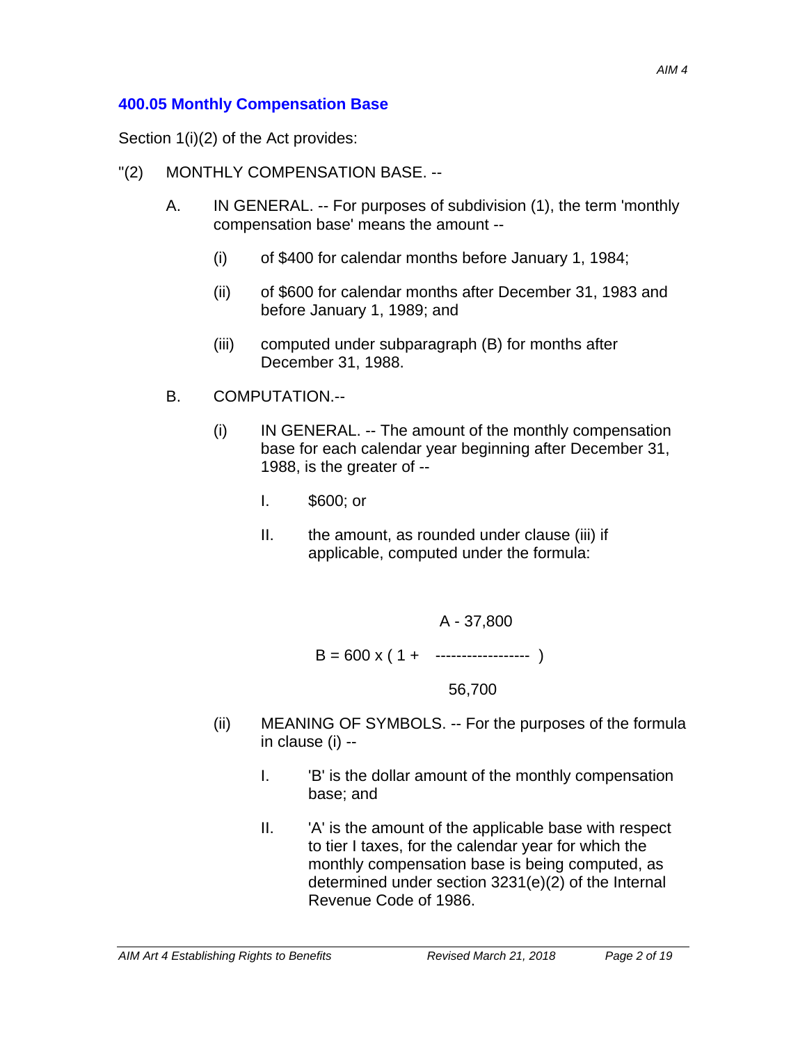### 400.05 Monthly Compensation Base

Section 1(i)(2) of the Act provides:

"(2) MONTHLY COMPENSATION BASE. --

A. IN GENERAL. -- For purposes of subdivision (1), the term 'monthly compensation base' means the amount --

(i) of $400 for calendar months before January 1, 1984;

(ii) of $600 for calendar months after December 31, 1983 and before January 1, 1989; and

(iii) computed under subparagraph (B) for months after December 31, 1988.

B. COMPUTATION.--

(i) IN GENERAL. -- The amount of the monthly compensation base for each calendar year beginning after December 31, 1988, is the greater of --

I. $600; or

II. the amount, as rounded under clause (iii) if applicable, computed under the formula:

$$B = 600 \times \left(1 + \frac{A - 37{,}800}{56{,}700}\right)$$

(ii) MEANING OF SYMBOLS. -- For the purposes of the formula in clause (i) --

I. 'B' is the dollar amount of the monthly compensation base; and

II. 'A' is the amount of the applicable base with respect to tier I taxes, for the calendar year for which the monthly compensation base is being computed, as determined under section 3231(e)(2) of the Internal Revenue Code of 1986.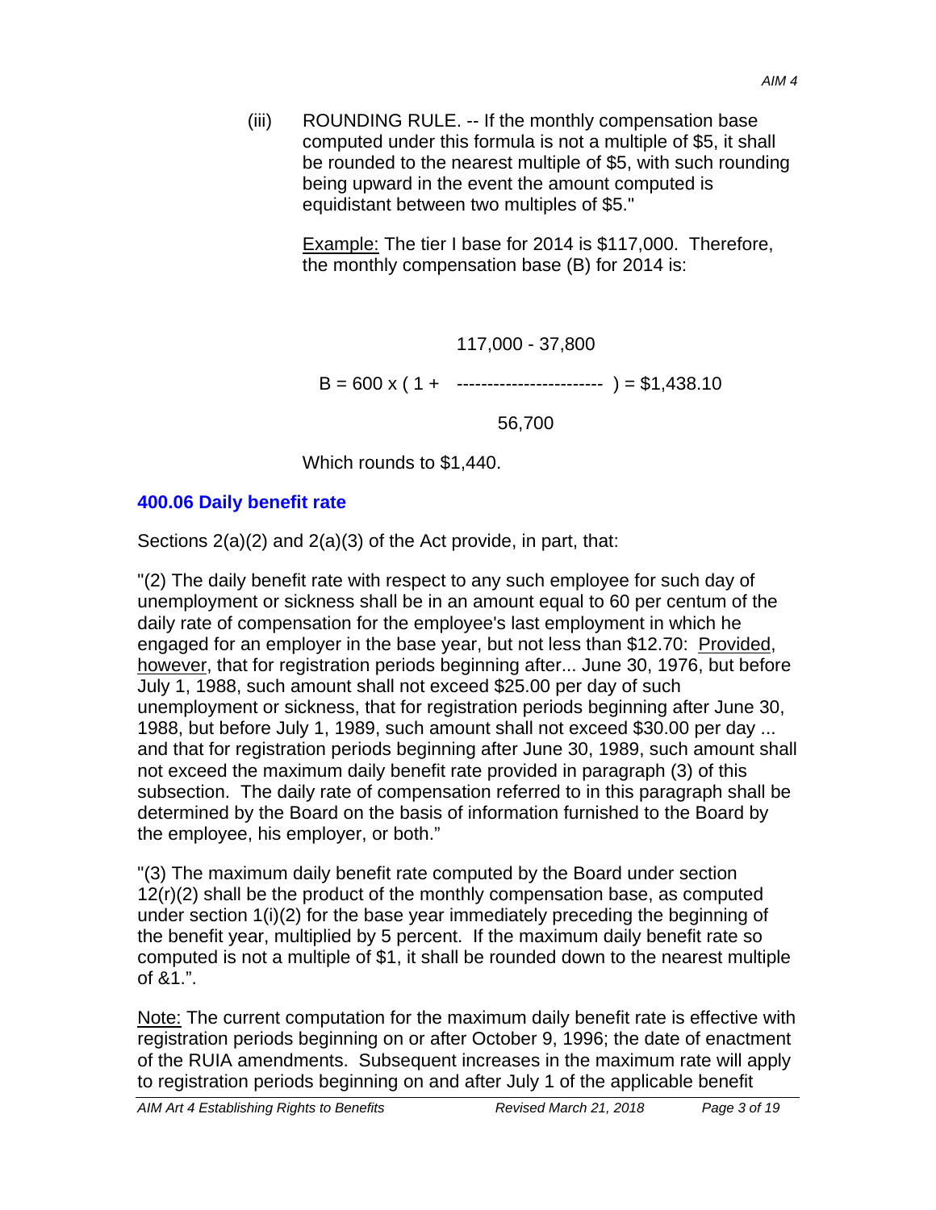(iii) ROUNDING RULE. -- If the monthly compensation base computed under this formula is not a multiple of \$5, it shall be rounded to the nearest multiple of \$5, with such rounding being upward in the event the amount computed is equidistant between two multiples of \$5."

Example: The tier I base for 2014 is \$117,000. Therefore, the monthly compensation base (B) for 2014 is:

$$B = 600 \times \left(1 + \frac{117{,}000 - 37{,}800}{56{,}700}\right) = \$1{,}438.10$$

Which rounds to \$1,440.

## 400.06 Daily benefit rate

Sections 2(a)(2) and 2(a)(3) of the Act provide, in part, that:

"(2) The daily benefit rate with respect to any such employee for such day of unemployment or sickness shall be in an amount equal to 60 per centum of the daily rate of compensation for the employee's last employment in which he engaged for an employer in the base year, but not less than \$12.70: Provided, however, that for registration periods beginning after... June 30, 1976, but before July 1, 1988, such amount shall not exceed \$25.00 per day of such unemployment or sickness, that for registration periods beginning after June 30, 1988, but before July 1, 1989, such amount shall not exceed \$30.00 per day ... and that for registration periods beginning after June 30, 1989, such amount shall not exceed the maximum daily benefit rate provided in paragraph (3) of this subsection. The daily rate of compensation referred to in this paragraph shall be determined by the Board on the basis of information furnished to the Board by the employee, his employer, or both."

"(3) The maximum daily benefit rate computed by the Board under section 12(r)(2) shall be the product of the monthly compensation base, as computed under section 1(i)(2) for the base year immediately preceding the beginning of the benefit year, multiplied by 5 percent. If the maximum daily benefit rate so computed is not a multiple of \$1, it shall be rounded down to the nearest multiple of &1.".

Note: The current computation for the maximum daily benefit rate is effective with registration periods beginning on or after October 9, 1996; the date of enactment of the RUIA amendments. Subsequent increases in the maximum rate will apply to registration periods beginning on and after July 1 of the applicable benefit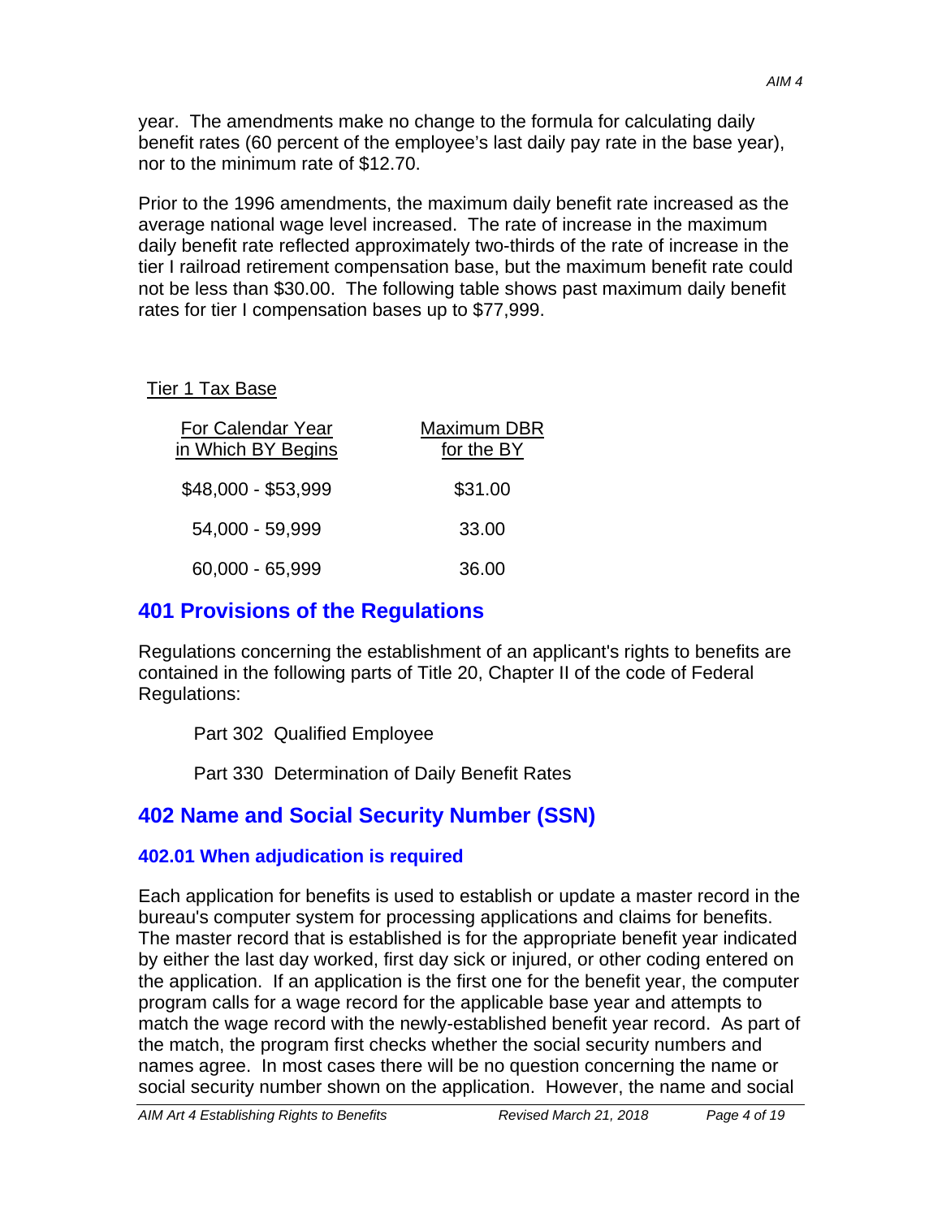year. The amendments make no change to the formula for calculating daily benefit rates (60 percent of the employee's last daily pay rate in the base year), nor to the minimum rate of $12.70.

Prior to the 1996 amendments, the maximum daily benefit rate increased as the average national wage level increased. The rate of increase in the maximum daily benefit rate reflected approximately two-thirds of the rate of increase in the tier I railroad retirement compensation base, but the maximum benefit rate could not be less than $30.00. The following table shows past maximum daily benefit rates for tier I compensation bases up to $77,999.

Tier 1 Tax Base

| For Calendar Year in Which BY Begins | Maximum DBR for the BY |
|---|---|
| $48,000 - $53,999 | $31.00 |
| 54,000 - 59,999 | 33.00 |
| 60,000 - 65,999 | 36.00 |

## 401 Provisions of the Regulations

Regulations concerning the establishment of an applicant's rights to benefits are contained in the following parts of Title 20, Chapter II of the code of Federal Regulations:

Part 302 Qualified Employee

Part 330 Determination of Daily Benefit Rates

## 402 Name and Social Security Number (SSN)

### 402.01 When adjudication is required

Each application for benefits is used to establish or update a master record in the bureau's computer system for processing applications and claims for benefits. The master record that is established is for the appropriate benefit year indicated by either the last day worked, first day sick or injured, or other coding entered on the application. If an application is the first one for the benefit year, the computer program calls for a wage record for the applicable base year and attempts to match the wage record with the newly-established benefit year record. As part of the match, the program first checks whether the social security numbers and names agree. In most cases there will be no question concerning the name or social security number shown on the application. However, the name and social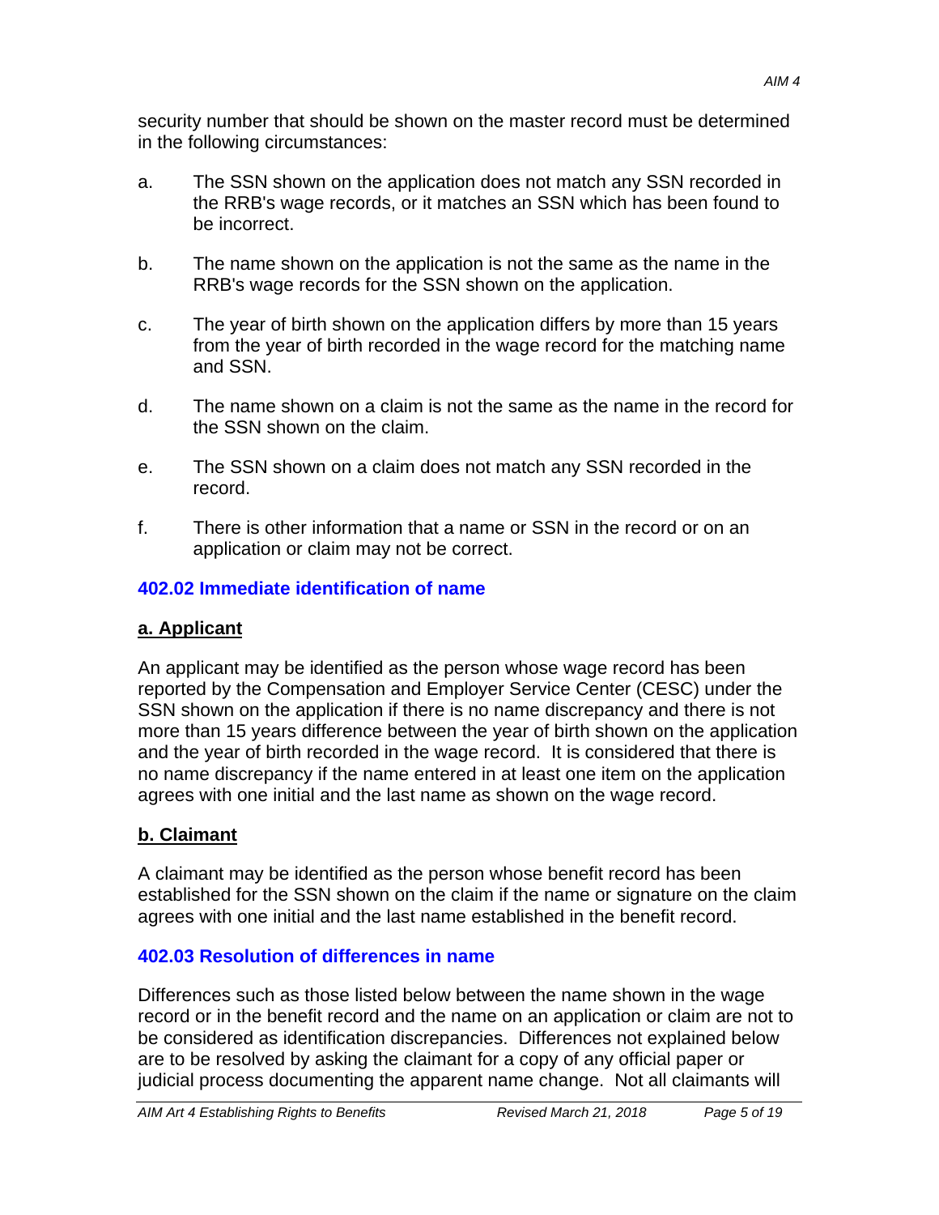security number that should be shown on the master record must be determined in the following circumstances:

a. The SSN shown on the application does not match any SSN recorded in the RRB's wage records, or it matches an SSN which has been found to be incorrect.

b. The name shown on the application is not the same as the name in the RRB's wage records for the SSN shown on the application.

c. The year of birth shown on the application differs by more than 15 years from the year of birth recorded in the wage record for the matching name and SSN.

d. The name shown on a claim is not the same as the name in the record for the SSN shown on the claim.

e. The SSN shown on a claim does not match any SSN recorded in the record.

f. There is other information that a name or SSN in the record or on an application or claim may not be correct.

## 402.02 Immediate identification of name

### a. Applicant

An applicant may be identified as the person whose wage record has been reported by the Compensation and Employer Service Center (CESC) under the SSN shown on the application if there is no name discrepancy and there is not more than 15 years difference between the year of birth shown on the application and the year of birth recorded in the wage record. It is considered that there is no name discrepancy if the name entered in at least one item on the application agrees with one initial and the last name as shown on the wage record.

### b. Claimant

A claimant may be identified as the person whose benefit record has been established for the SSN shown on the claim if the name or signature on the claim agrees with one initial and the last name established in the benefit record.

## 402.03 Resolution of differences in name

Differences such as those listed below between the name shown in the wage record or in the benefit record and the name on an application or claim are not to be considered as identification discrepancies. Differences not explained below are to be resolved by asking the claimant for a copy of any official paper or judicial process documenting the apparent name change. Not all claimants will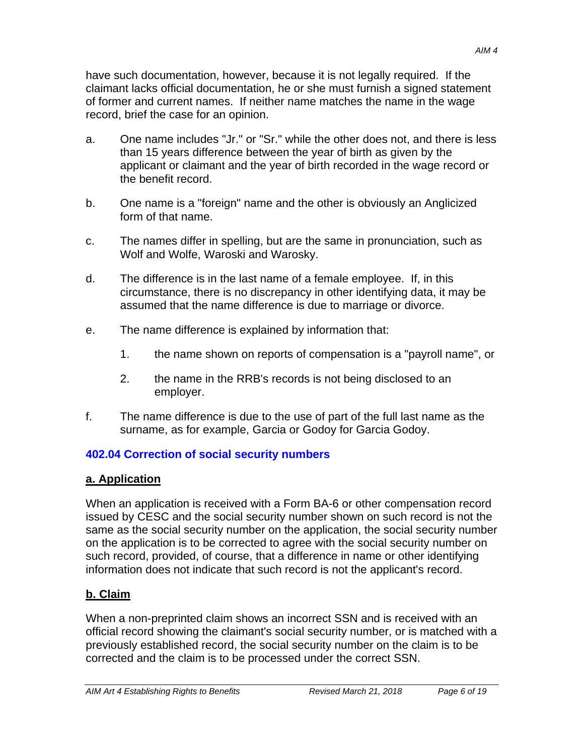have such documentation, however, because it is not legally required. If the claimant lacks official documentation, he or she must furnish a signed statement of former and current names. If neither name matches the name in the wage record, brief the case for an opinion.

a. One name includes "Jr." or "Sr." while the other does not, and there is less than 15 years difference between the year of birth as given by the applicant or claimant and the year of birth recorded in the wage record or the benefit record.

b. One name is a "foreign" name and the other is obviously an Anglicized form of that name.

c. The names differ in spelling, but are the same in pronunciation, such as Wolf and Wolfe, Waroski and Warosky.

d. The difference is in the last name of a female employee. If, in this circumstance, there is no discrepancy in other identifying data, it may be assumed that the name difference is due to marriage or divorce.

e. The name difference is explained by information that:

   1. the name shown on reports of compensation is a "payroll name", or

   2. the name in the RRB's records is not being disclosed to an employer.

f. The name difference is due to the use of part of the full last name as the surname, as for example, Garcia or Godoy for Garcia Godoy.

### 402.04 Correction of social security numbers

#### a. Application

When an application is received with a Form BA-6 or other compensation record issued by CESC and the social security number shown on such record is not the same as the social security number on the application, the social security number on the application is to be corrected to agree with the social security number on such record, provided, of course, that a difference in name or other identifying information does not indicate that such record is not the applicant's record.

#### b. Claim

When a non-preprinted claim shows an incorrect SSN and is received with an official record showing the claimant's social security number, or is matched with a previously established record, the social security number on the claim is to be corrected and the claim is to be processed under the correct SSN.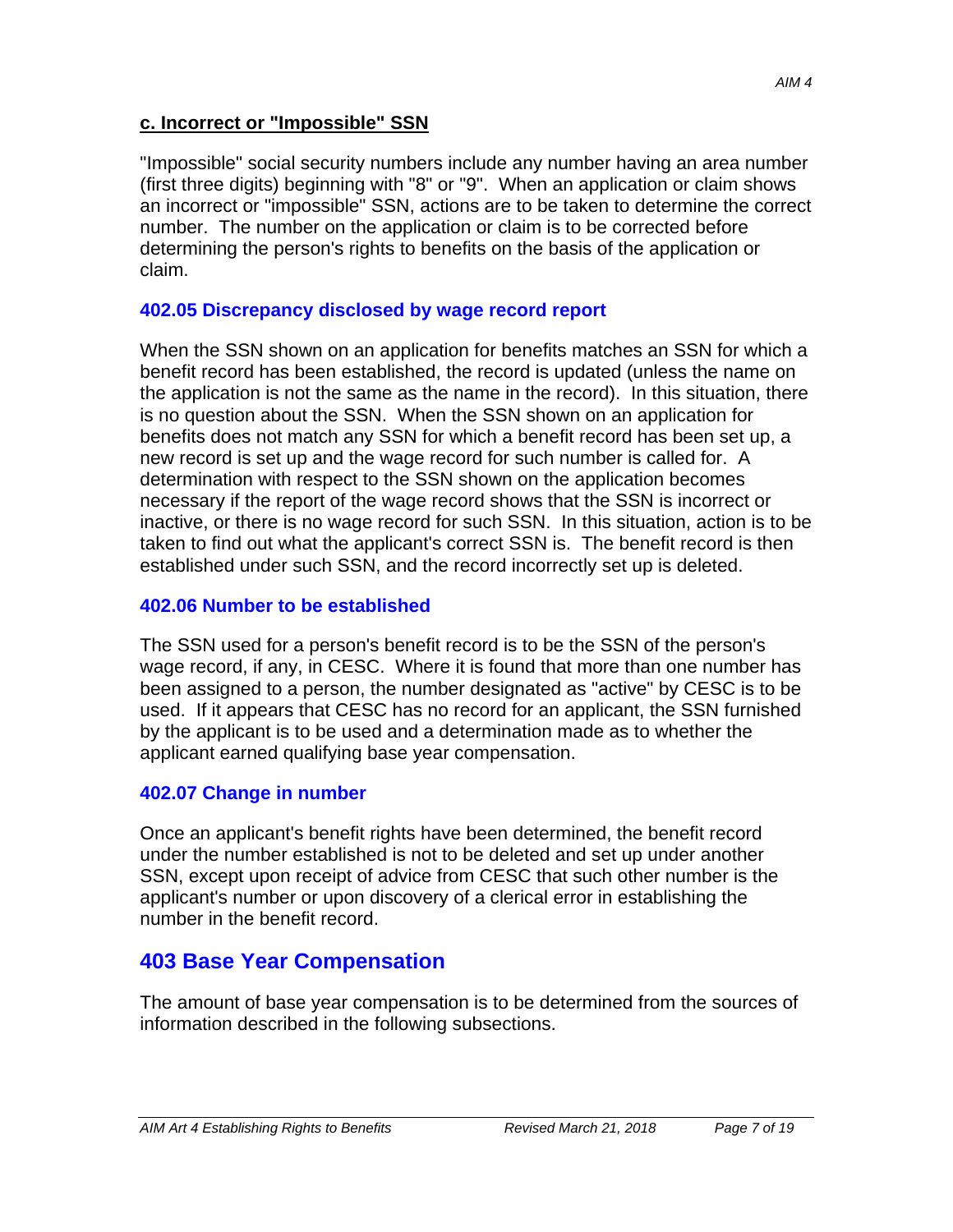#### c. Incorrect or "Impossible" SSN

"Impossible" social security numbers include any number having an area number (first three digits) beginning with "8" or "9". When an application or claim shows an incorrect or "impossible" SSN, actions are to be taken to determine the correct number. The number on the application or claim is to be corrected before determining the person's rights to benefits on the basis of the application or claim.

### 402.05 Discrepancy disclosed by wage record report

When the SSN shown on an application for benefits matches an SSN for which a benefit record has been established, the record is updated (unless the name on the application is not the same as the name in the record). In this situation, there is no question about the SSN. When the SSN shown on an application for benefits does not match any SSN for which a benefit record has been set up, a new record is set up and the wage record for such number is called for. A determination with respect to the SSN shown on the application becomes necessary if the report of the wage record shows that the SSN is incorrect or inactive, or there is no wage record for such SSN. In this situation, action is to be taken to find out what the applicant's correct SSN is. The benefit record is then established under such SSN, and the record incorrectly set up is deleted.

### 402.06 Number to be established

The SSN used for a person's benefit record is to be the SSN of the person's wage record, if any, in CESC. Where it is found that more than one number has been assigned to a person, the number designated as "active" by CESC is to be used. If it appears that CESC has no record for an applicant, the SSN furnished by the applicant is to be used and a determination made as to whether the applicant earned qualifying base year compensation.

### 402.07 Change in number

Once an applicant's benefit rights have been determined, the benefit record under the number established is not to be deleted and set up under another SSN, except upon receipt of advice from CESC that such other number is the applicant's number or upon discovery of a clerical error in establishing the number in the benefit record.

## 403 Base Year Compensation

The amount of base year compensation is to be determined from the sources of information described in the following subsections.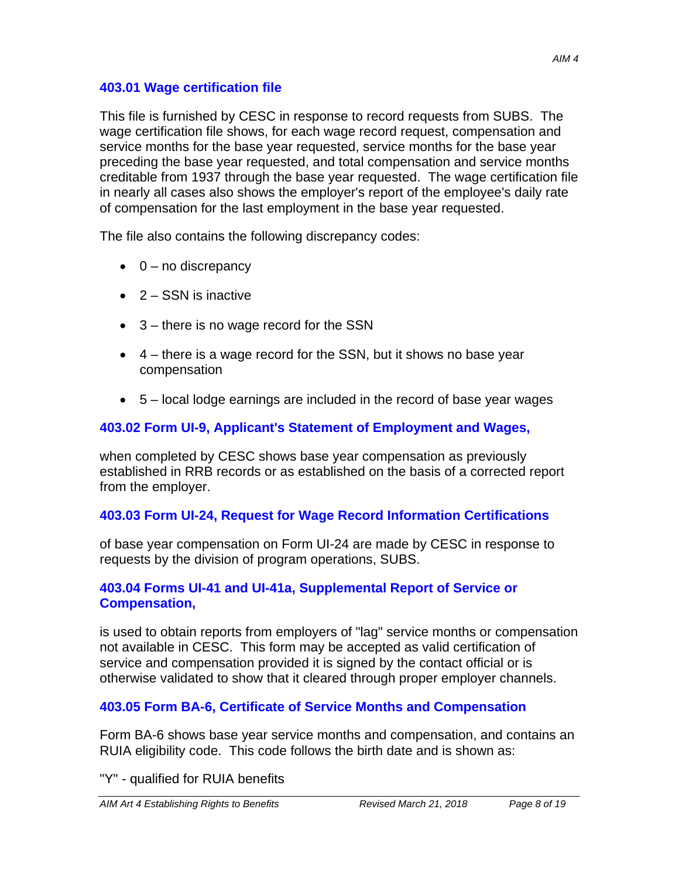### 403.01 Wage certification file

This file is furnished by CESC in response to record requests from SUBS. The wage certification file shows, for each wage record request, compensation and service months for the base year requested, service months for the base year preceding the base year requested, and total compensation and service months creditable from 1937 through the base year requested. The wage certification file in nearly all cases also shows the employer's report of the employee's daily rate of compensation for the last employment in the base year requested.

The file also contains the following discrepancy codes:

- 0 – no discrepancy
- 2 – SSN is inactive
- 3 – there is no wage record for the SSN
- 4 – there is a wage record for the SSN, but it shows no base year compensation
- 5 – local lodge earnings are included in the record of base year wages

### 403.02 Form UI-9, Applicant's Statement of Employment and Wages,

when completed by CESC shows base year compensation as previously established in RRB records or as established on the basis of a corrected report from the employer.

### 403.03 Form UI-24, Request for Wage Record Information Certifications

of base year compensation on Form UI-24 are made by CESC in response to requests by the division of program operations, SUBS.

### 403.04 Forms UI-41 and UI-41a, Supplemental Report of Service or Compensation,

is used to obtain reports from employers of "lag" service months or compensation not available in CESC. This form may be accepted as valid certification of service and compensation provided it is signed by the contact official or is otherwise validated to show that it cleared through proper employer channels.

### 403.05 Form BA-6, Certificate of Service Months and Compensation

Form BA-6 shows base year service months and compensation, and contains an RUIA eligibility code. This code follows the birth date and is shown as:

"Y" - qualified for RUIA benefits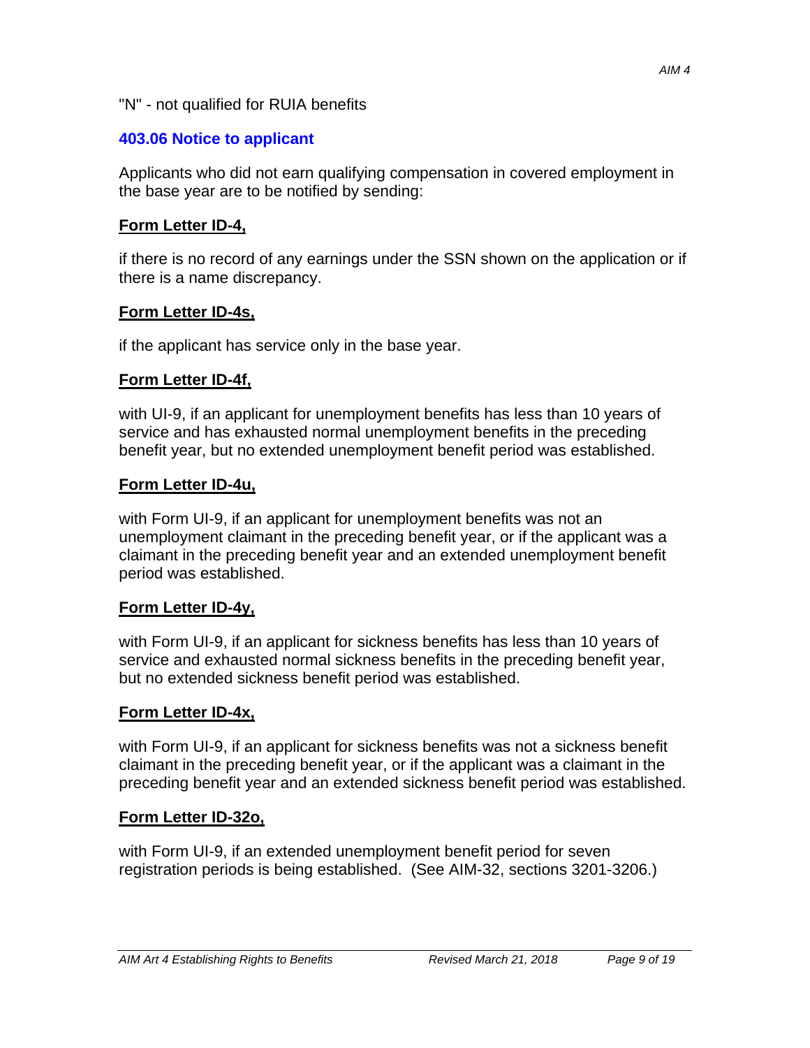"N" - not qualified for RUIA benefits

### 403.06 Notice to applicant

Applicants who did not earn qualifying compensation in covered employment in the base year are to be notified by sending:

**Form Letter ID-4,**

if there is no record of any earnings under the SSN shown on the application or if there is a name discrepancy.

**Form Letter ID-4s,**

if the applicant has service only in the base year.

**Form Letter ID-4f,**

with UI-9, if an applicant for unemployment benefits has less than 10 years of service and has exhausted normal unemployment benefits in the preceding benefit year, but no extended unemployment benefit period was established.

**Form Letter ID-4u,**

with Form UI-9, if an applicant for unemployment benefits was not an unemployment claimant in the preceding benefit year, or if the applicant was a claimant in the preceding benefit year and an extended unemployment benefit period was established.

**Form Letter ID-4y,**

with Form UI-9, if an applicant for sickness benefits has less than 10 years of service and exhausted normal sickness benefits in the preceding benefit year, but no extended sickness benefit period was established.

**Form Letter ID-4x,**

with Form UI-9, if an applicant for sickness benefits was not a sickness benefit claimant in the preceding benefit year, or if the applicant was a claimant in the preceding benefit year and an extended sickness benefit period was established.

**Form Letter ID-32o,**

with Form UI-9, if an extended unemployment benefit period for seven registration periods is being established. (See AIM-32, sections 3201-3206.)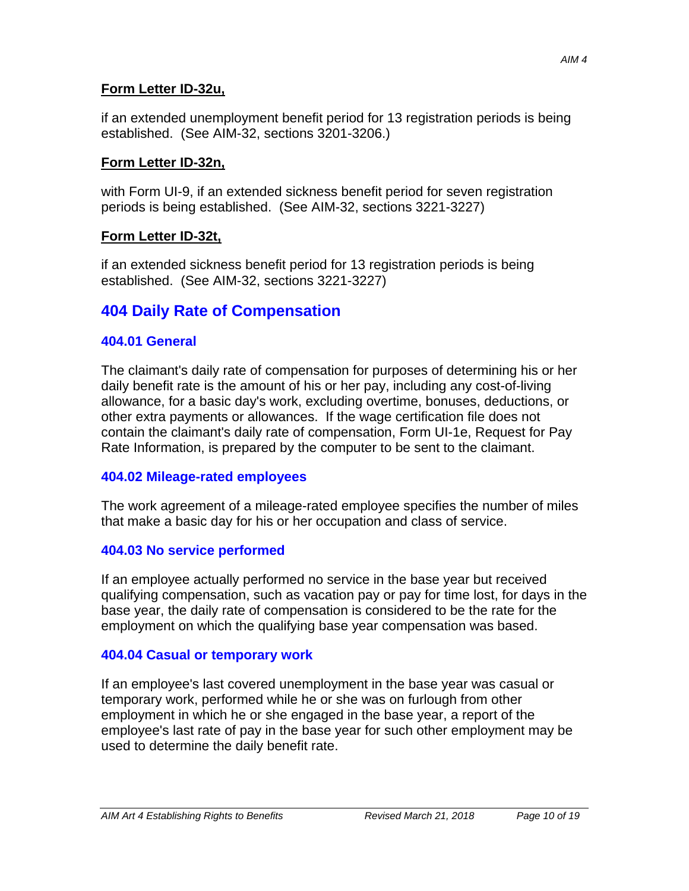**Form Letter ID-32u,**

if an extended unemployment benefit period for 13 registration periods is being established. (See AIM-32, sections 3201-3206.)

**Form Letter ID-32n,**

with Form UI-9, if an extended sickness benefit period for seven registration periods is being established. (See AIM-32, sections 3221-3227)

**Form Letter ID-32t,**

if an extended sickness benefit period for 13 registration periods is being established. (See AIM-32, sections 3221-3227)

## 404 Daily Rate of Compensation

### 404.01 General

The claimant's daily rate of compensation for purposes of determining his or her daily benefit rate is the amount of his or her pay, including any cost-of-living allowance, for a basic day's work, excluding overtime, bonuses, deductions, or other extra payments or allowances. If the wage certification file does not contain the claimant's daily rate of compensation, Form UI-1e, Request for Pay Rate Information, is prepared by the computer to be sent to the claimant.

### 404.02 Mileage-rated employees

The work agreement of a mileage-rated employee specifies the number of miles that make a basic day for his or her occupation and class of service.

### 404.03 No service performed

If an employee actually performed no service in the base year but received qualifying compensation, such as vacation pay or pay for time lost, for days in the base year, the daily rate of compensation is considered to be the rate for the employment on which the qualifying base year compensation was based.

### 404.04 Casual or temporary work

If an employee's last covered unemployment in the base year was casual or temporary work, performed while he or she was on furlough from other employment in which he or she engaged in the base year, a report of the employee's last rate of pay in the base year for such other employment may be used to determine the daily benefit rate.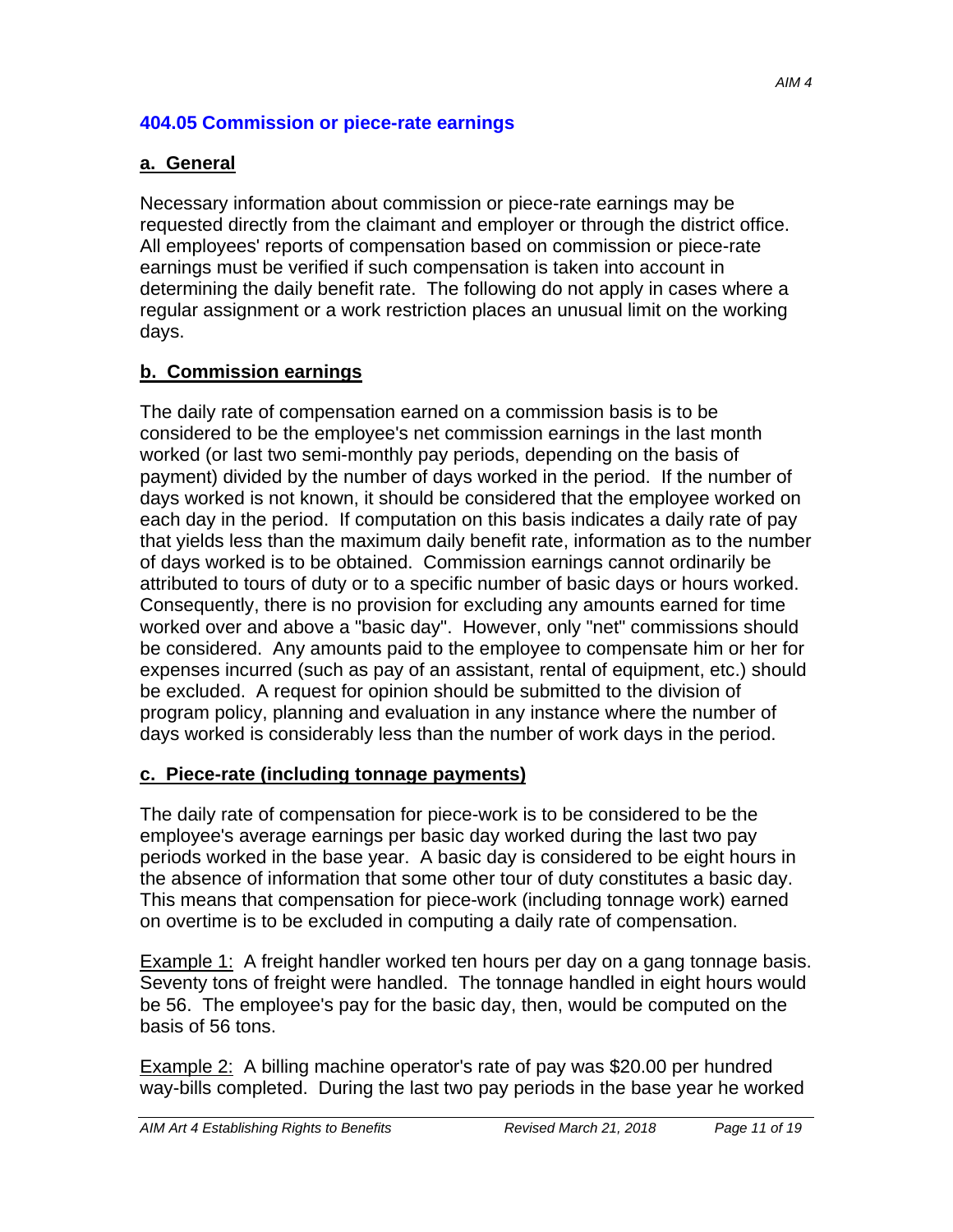## 404.05 Commission or piece-rate earnings

### a. General

Necessary information about commission or piece-rate earnings may be requested directly from the claimant and employer or through the district office. All employees' reports of compensation based on commission or piece-rate earnings must be verified if such compensation is taken into account in determining the daily benefit rate. The following do not apply in cases where a regular assignment or a work restriction places an unusual limit on the working days.

### b. Commission earnings

The daily rate of compensation earned on a commission basis is to be considered to be the employee's net commission earnings in the last month worked (or last two semi-monthly pay periods, depending on the basis of payment) divided by the number of days worked in the period. If the number of days worked is not known, it should be considered that the employee worked on each day in the period. If computation on this basis indicates a daily rate of pay that yields less than the maximum daily benefit rate, information as to the number of days worked is to be obtained. Commission earnings cannot ordinarily be attributed to tours of duty or to a specific number of basic days or hours worked. Consequently, there is no provision for excluding any amounts earned for time worked over and above a "basic day". However, only "net" commissions should be considered. Any amounts paid to the employee to compensate him or her for expenses incurred (such as pay of an assistant, rental of equipment, etc.) should be excluded. A request for opinion should be submitted to the division of program policy, planning and evaluation in any instance where the number of days worked is considerably less than the number of work days in the period.

### c. Piece-rate (including tonnage payments)

The daily rate of compensation for piece-work is to be considered to be the employee's average earnings per basic day worked during the last two pay periods worked in the base year. A basic day is considered to be eight hours in the absence of information that some other tour of duty constitutes a basic day. This means that compensation for piece-work (including tonnage work) earned on overtime is to be excluded in computing a daily rate of compensation.

Example 1: A freight handler worked ten hours per day on a gang tonnage basis. Seventy tons of freight were handled. The tonnage handled in eight hours would be 56. The employee's pay for the basic day, then, would be computed on the basis of 56 tons.

Example 2: A billing machine operator's rate of pay was $20.00 per hundred way-bills completed. During the last two pay periods in the base year he worked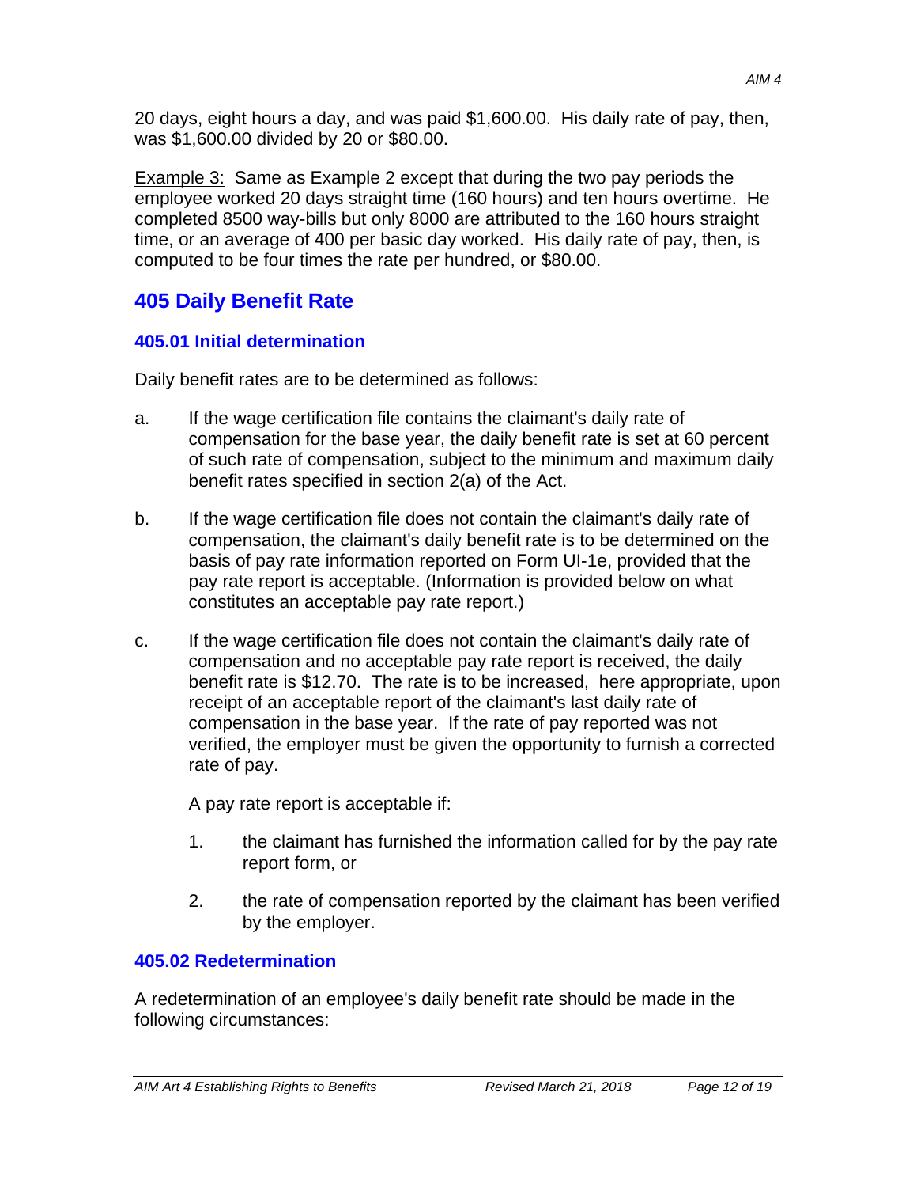20 days, eight hours a day, and was paid $1,600.00. His daily rate of pay, then, was $1,600.00 divided by 20 or $80.00.

Example 3: Same as Example 2 except that during the two pay periods the employee worked 20 days straight time (160 hours) and ten hours overtime. He completed 8500 way-bills but only 8000 are attributed to the 160 hours straight time, or an average of 400 per basic day worked. His daily rate of pay, then, is computed to be four times the rate per hundred, or $80.00.

## 405 Daily Benefit Rate

### 405.01 Initial determination

Daily benefit rates are to be determined as follows:

a. If the wage certification file contains the claimant's daily rate of compensation for the base year, the daily benefit rate is set at 60 percent of such rate of compensation, subject to the minimum and maximum daily benefit rates specified in section 2(a) of the Act.

b. If the wage certification file does not contain the claimant's daily rate of compensation, the claimant's daily benefit rate is to be determined on the basis of pay rate information reported on Form UI-1e, provided that the pay rate report is acceptable. (Information is provided below on what constitutes an acceptable pay rate report.)

c. If the wage certification file does not contain the claimant's daily rate of compensation and no acceptable pay rate report is received, the daily benefit rate is $12.70. The rate is to be increased, here appropriate, upon receipt of an acceptable report of the claimant's last daily rate of compensation in the base year. If the rate of pay reported was not verified, the employer must be given the opportunity to furnish a corrected rate of pay.

   A pay rate report is acceptable if:

   1. the claimant has furnished the information called for by the pay rate report form, or

   2. the rate of compensation reported by the claimant has been verified by the employer.

### 405.02 Redetermination

A redetermination of an employee's daily benefit rate should be made in the following circumstances: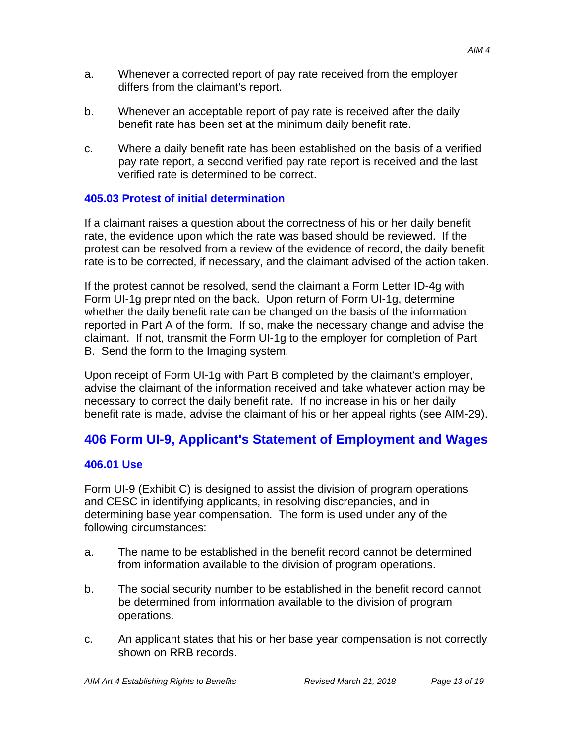a. Whenever a corrected report of pay rate received from the employer differs from the claimant's report.

b. Whenever an acceptable report of pay rate is received after the daily benefit rate has been set at the minimum daily benefit rate.

c. Where a daily benefit rate has been established on the basis of a verified pay rate report, a second verified pay rate report is received and the last verified rate is determined to be correct.

### 405.03 Protest of initial determination

If a claimant raises a question about the correctness of his or her daily benefit rate, the evidence upon which the rate was based should be reviewed. If the protest can be resolved from a review of the evidence of record, the daily benefit rate is to be corrected, if necessary, and the claimant advised of the action taken.

If the protest cannot be resolved, send the claimant a Form Letter ID-4g with Form UI-1g preprinted on the back. Upon return of Form UI-1g, determine whether the daily benefit rate can be changed on the basis of the information reported in Part A of the form. If so, make the necessary change and advise the claimant. If not, transmit the Form UI-1g to the employer for completion of Part B. Send the form to the Imaging system.

Upon receipt of Form UI-1g with Part B completed by the claimant's employer, advise the claimant of the information received and take whatever action may be necessary to correct the daily benefit rate. If no increase in his or her daily benefit rate is made, advise the claimant of his or her appeal rights (see AIM-29).

## 406 Form UI-9, Applicant's Statement of Employment and Wages

### 406.01 Use

Form UI-9 (Exhibit C) is designed to assist the division of program operations and CESC in identifying applicants, in resolving discrepancies, and in determining base year compensation. The form is used under any of the following circumstances:

a. The name to be established in the benefit record cannot be determined from information available to the division of program operations.

b. The social security number to be established in the benefit record cannot be determined from information available to the division of program operations.

c. An applicant states that his or her base year compensation is not correctly shown on RRB records.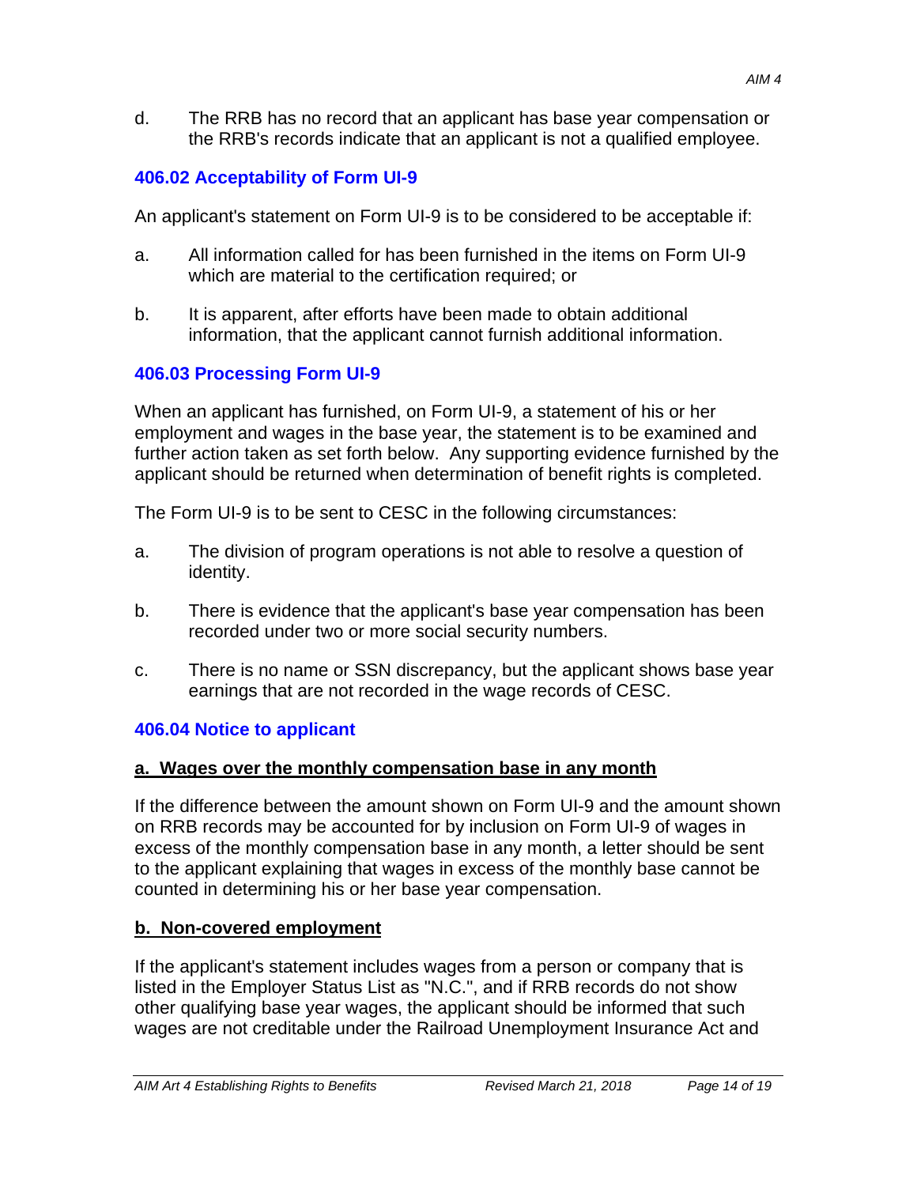d. The RRB has no record that an applicant has base year compensation or the RRB's records indicate that an applicant is not a qualified employee.

### 406.02 Acceptability of Form UI-9

An applicant's statement on Form UI-9 is to be considered to be acceptable if:

a. All information called for has been furnished in the items on Form UI-9 which are material to the certification required; or

b. It is apparent, after efforts have been made to obtain additional information, that the applicant cannot furnish additional information.

### 406.03 Processing Form UI-9

When an applicant has furnished, on Form UI-9, a statement of his or her employment and wages in the base year, the statement is to be examined and further action taken as set forth below. Any supporting evidence furnished by the applicant should be returned when determination of benefit rights is completed.

The Form UI-9 is to be sent to CESC in the following circumstances:

a. The division of program operations is not able to resolve a question of identity.

b. There is evidence that the applicant's base year compensation has been recorded under two or more social security numbers.

c. There is no name or SSN discrepancy, but the applicant shows base year earnings that are not recorded in the wage records of CESC.

### 406.04 Notice to applicant

**a. Wages over the monthly compensation base in any month**

If the difference between the amount shown on Form UI-9 and the amount shown on RRB records may be accounted for by inclusion on Form UI-9 of wages in excess of the monthly compensation base in any month, a letter should be sent to the applicant explaining that wages in excess of the monthly base cannot be counted in determining his or her base year compensation.

**b. Non-covered employment**

If the applicant's statement includes wages from a person or company that is listed in the Employer Status List as "N.C.", and if RRB records do not show other qualifying base year wages, the applicant should be informed that such wages are not creditable under the Railroad Unemployment Insurance Act and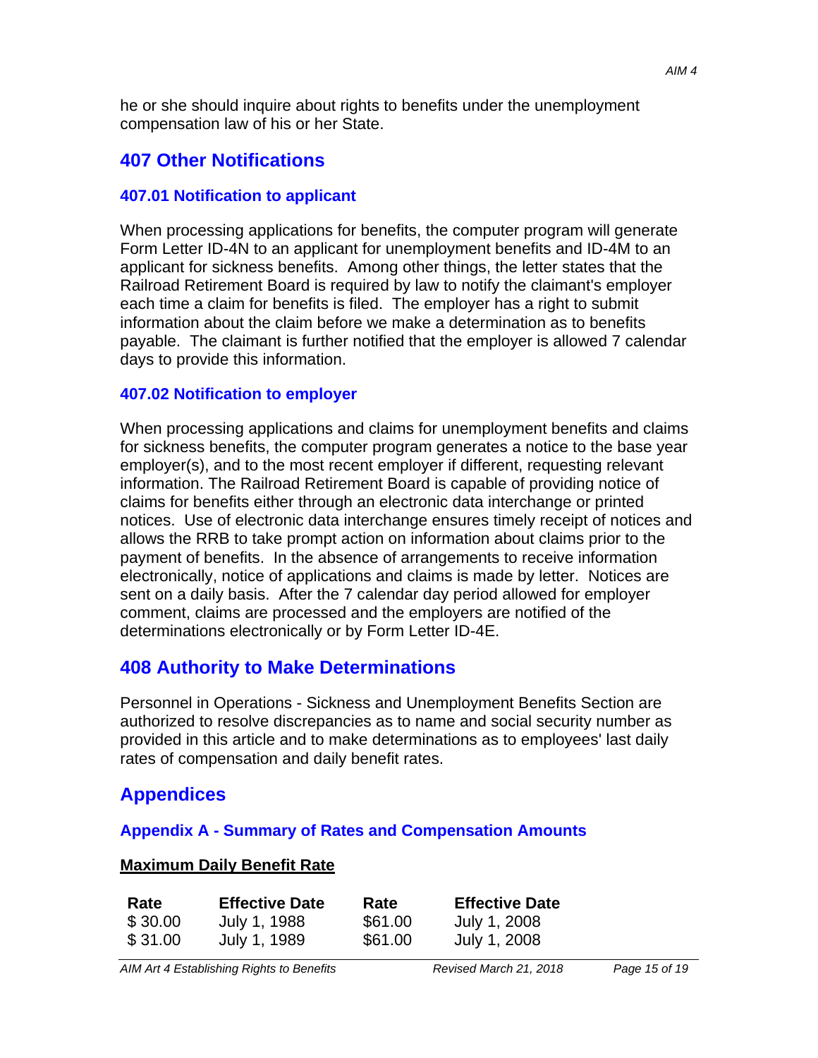he or she should inquire about rights to benefits under the unemployment compensation law of his or her State.

## 407 Other Notifications

### 407.01 Notification to applicant

When processing applications for benefits, the computer program will generate Form Letter ID-4N to an applicant for unemployment benefits and ID-4M to an applicant for sickness benefits. Among other things, the letter states that the Railroad Retirement Board is required by law to notify the claimant's employer each time a claim for benefits is filed. The employer has a right to submit information about the claim before we make a determination as to benefits payable. The claimant is further notified that the employer is allowed 7 calendar days to provide this information.

### 407.02 Notification to employer

When processing applications and claims for unemployment benefits and claims for sickness benefits, the computer program generates a notice to the base year employer(s), and to the most recent employer if different, requesting relevant information. The Railroad Retirement Board is capable of providing notice of claims for benefits either through an electronic data interchange or printed notices. Use of electronic data interchange ensures timely receipt of notices and allows the RRB to take prompt action on information about claims prior to the payment of benefits. In the absence of arrangements to receive information electronically, notice of applications and claims is made by letter. Notices are sent on a daily basis. After the 7 calendar day period allowed for employer comment, claims are processed and the employers are notified of the determinations electronically or by Form Letter ID-4E.

## 408 Authority to Make Determinations

Personnel in Operations - Sickness and Unemployment Benefits Section are authorized to resolve discrepancies as to name and social security number as provided in this article and to make determinations as to employees' last daily rates of compensation and daily benefit rates.

## Appendices

### Appendix A - Summary of Rates and Compensation Amounts

**Maximum Daily Benefit Rate**

| Rate | Effective Date | Rate | Effective Date |
|---|---|---|---|
| $ 30.00 | July 1, 1988 | $61.00 | July 1, 2008 |
| $ 31.00 | July 1, 1989 | $61.00 | July 1, 2008 |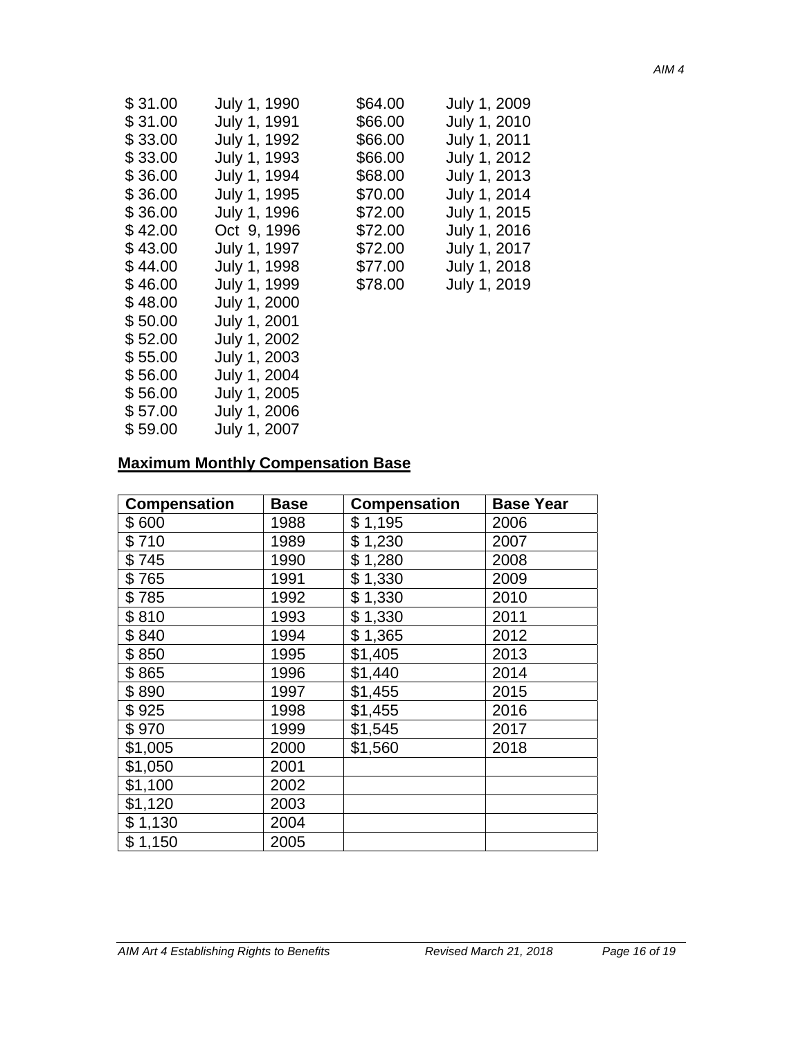| | | | |
|---|---|---|---|
| $ 31.00 | July 1, 1990 | $64.00 | July 1, 2009 |
| $ 31.00 | July 1, 1991 | $66.00 | July 1, 2010 |
| $ 33.00 | July 1, 1992 | $66.00 | July 1, 2011 |
| $ 33.00 | July 1, 1993 | $66.00 | July 1, 2012 |
| $ 36.00 | July 1, 1994 | $68.00 | July 1, 2013 |
| $ 36.00 | July 1, 1995 | $70.00 | July 1, 2014 |
| $ 36.00 | July 1, 1996 | $72.00 | July 1, 2015 |
| $ 42.00 | Oct 9, 1996 | $72.00 | July 1, 2016 |
| $ 43.00 | July 1, 1997 | $72.00 | July 1, 2017 |
| $ 44.00 | July 1, 1998 | $77.00 | July 1, 2018 |
| $ 46.00 | July 1, 1999 | $78.00 | July 1, 2019 |
| $ 48.00 | July 1, 2000 | | |
| $ 50.00 | July 1, 2001 | | |
| $ 52.00 | July 1, 2002 | | |
| $ 55.00 | July 1, 2003 | | |
| $ 56.00 | July 1, 2004 | | |
| $ 56.00 | July 1, 2005 | | |
| $ 57.00 | July 1, 2006 | | |
| $ 59.00 | July 1, 2007 | | |

**Maximum Monthly Compensation Base**

| Compensation | Base | Compensation | Base Year |
|---|---|---|---|
| $ 600 | 1988 | $ 1,195 | 2006 |
| $ 710 | 1989 | $ 1,230 | 2007 |
| $ 745 | 1990 | $ 1,280 | 2008 |
| $ 765 | 1991 | $ 1,330 | 2009 |
| $ 785 | 1992 | $ 1,330 | 2010 |
| $ 810 | 1993 | $ 1,330 | 2011 |
| $ 840 | 1994 | $ 1,365 | 2012 |
| $ 850 | 1995 | $1,405 | 2013 |
| $ 865 | 1996 | $1,440 | 2014 |
| $ 890 | 1997 | $1,455 | 2015 |
| $ 925 | 1998 | $1,455 | 2016 |
| $ 970 | 1999 | $1,545 | 2017 |
| $1,005 | 2000 | $1,560 | 2018 |
| $1,050 | 2001 | | |
| $1,100 | 2002 | | |
| $1,120 | 2003 | | |
| $ 1,130 | 2004 | | |
| $ 1,150 | 2005 | | |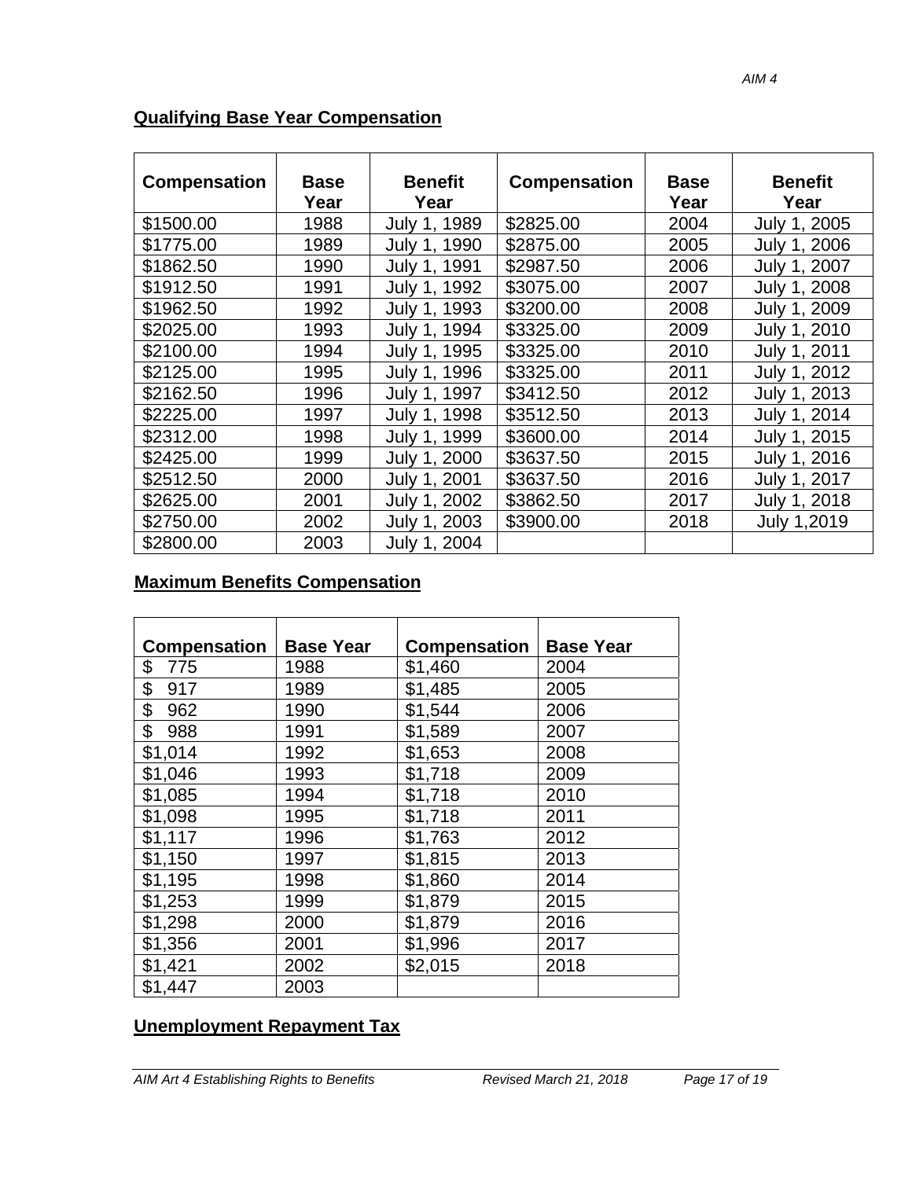**Qualifying Base Year Compensation**

| Compensation | Base Year | Benefit Year | Compensation | Base Year | Benefit Year |
|---|---|---|---|---|---|
| $1500.00 | 1988 | July 1, 1989 | $2825.00 | 2004 | July 1, 2005 |
| $1775.00 | 1989 | July 1, 1990 | $2875.00 | 2005 | July 1, 2006 |
| $1862.50 | 1990 | July 1, 1991 | $2987.50 | 2006 | July 1, 2007 |
| $1912.50 | 1991 | July 1, 1992 | $3075.00 | 2007 | July 1, 2008 |
| $1962.50 | 1992 | July 1, 1993 | $3200.00 | 2008 | July 1, 2009 |
| $2025.00 | 1993 | July 1, 1994 | $3325.00 | 2009 | July 1, 2010 |
| $2100.00 | 1994 | July 1, 1995 | $3325.00 | 2010 | July 1, 2011 |
| $2125.00 | 1995 | July 1, 1996 | $3325.00 | 2011 | July 1, 2012 |
| $2162.50 | 1996 | July 1, 1997 | $3412.50 | 2012 | July 1, 2013 |
| $2225.00 | 1997 | July 1, 1998 | $3512.50 | 2013 | July 1, 2014 |
| $2312.00 | 1998 | July 1, 1999 | $3600.00 | 2014 | July 1, 2015 |
| $2425.00 | 1999 | July 1, 2000 | $3637.50 | 2015 | July 1, 2016 |
| $2512.50 | 2000 | July 1, 2001 | $3637.50 | 2016 | July 1, 2017 |
| $2625.00 | 2001 | July 1, 2002 | $3862.50 | 2017 | July 1, 2018 |
| $2750.00 | 2002 | July 1, 2003 | $3900.00 | 2018 | July 1,2019 |
| $2800.00 | 2003 | July 1, 2004 | | | |

**Maximum Benefits Compensation**

| Compensation | Base Year | Compensation | Base Year |
|---|---|---|---|
| $ 775 | 1988 | $1,460 | 2004 |
| $ 917 | 1989 | $1,485 | 2005 |
| $ 962 | 1990 | $1,544 | 2006 |
| $ 988 | 1991 | $1,589 | 2007 |
| $1,014 | 1992 | $1,653 | 2008 |
| $1,046 | 1993 | $1,718 | 2009 |
| $1,085 | 1994 | $1,718 | 2010 |
| $1,098 | 1995 | $1,718 | 2011 |
| $1,117 | 1996 | $1,763 | 2012 |
| $1,150 | 1997 | $1,815 | 2013 |
| $1,195 | 1998 | $1,860 | 2014 |
| $1,253 | 1999 | $1,879 | 2015 |
| $1,298 | 2000 | $1,879 | 2016 |
| $1,356 | 2001 | $1,996 | 2017 |
| $1,421 | 2002 | $2,015 | 2018 |
| $1,447 | 2003 | | |

**Unemployment Repayment Tax**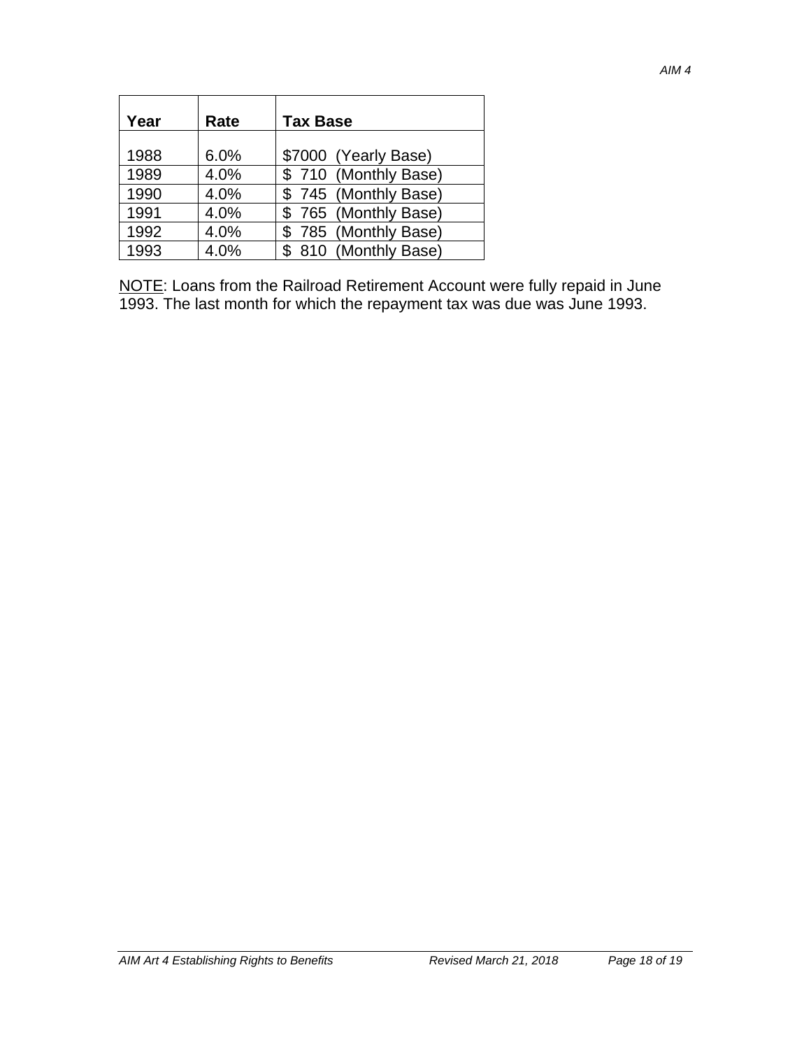| Year | Rate | Tax Base |
|---|---|---|
| 1988 | 6.0% | $7000 (Yearly Base) |
| 1989 | 4.0% | $ 710 (Monthly Base) |
| 1990 | 4.0% | $ 745 (Monthly Base) |
| 1991 | 4.0% | $ 765 (Monthly Base) |
| 1992 | 4.0% | $ 785 (Monthly Base) |
| 1993 | 4.0% | $ 810 (Monthly Base) |

NOTE: Loans from the Railroad Retirement Account were fully repaid in June 1993. The last month for which the repayment tax was due was June 1993.